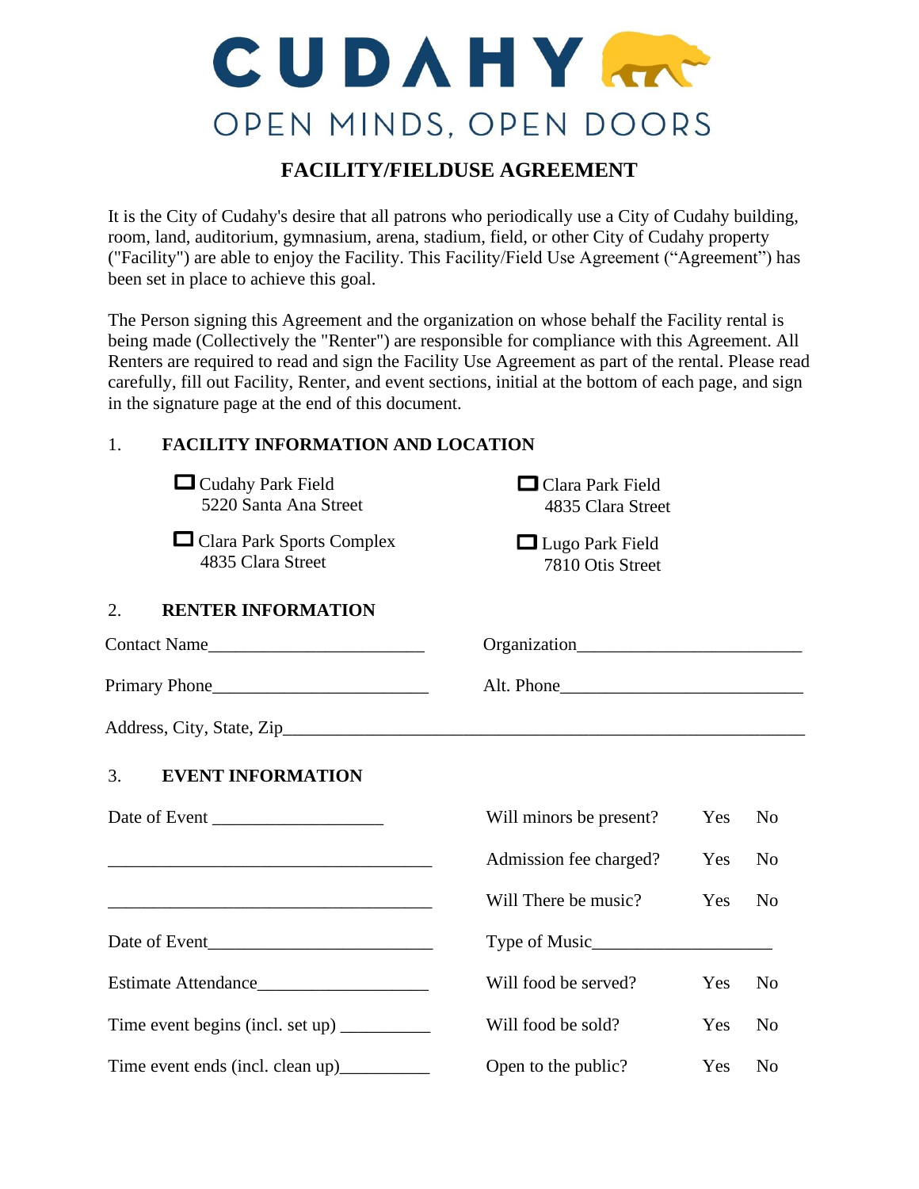# CUDAHY

OPEN MINDS, OPEN DOORS

## FACILITY/FIELDUSE AGREEMENT

It is the City of Cudahy's desire that all patrons who periodically use a City of Cudahy building, room, land, auditorium, gymnasium, arena, stadium, field, or other City of Cudahy property ("Facility") are able to enjoy the Facility. This Facility/Field Use Agreement ("Agreement") has been set in place to achieve this goal.

The Person signing this Agreement and the organization on whose behalf the Facility rental is being made (Collectively the "Renter") are responsible for compliance with this Agreement. All Renters are required to read and sign the Facility Use Agreement as part of the rental. Please read carefully, fill out Facility, Renter, and event sections, initial at the bottom of each page, and sign in the signature page at the end of this document.

### 1. FACILITY INFORMATION AND LOCATION

- ☐ Cudahy Park Field
  5220 Santa Ana Street
- ☐ Clara Park Field
  4835 Clara Street
- ☐ Clara Park Sports Complex
  4835 Clara Street
- ☐ Lugo Park Field
  7810 Otis Street

### 2. RENTER INFORMATION

Contact Name________________________ Organization_________________________

Primary Phone________________________ Alt. Phone___________________________

Address, City, State, Zip___________________________________________________________

### 3. EVENT INFORMATION

Date of Event ___________________

____________________________________

____________________________________

Date of Event________________________

Estimate Attendance___________________

Time event begins (incl. set up) __________

Time event ends (incl. clean up)__________

Will minors be present? Yes No

Admission fee charged? Yes No

Will There be music? Yes No

Type of Music____________________

Will food be served? Yes No

Will food be sold? Yes No

Open to the public? Yes No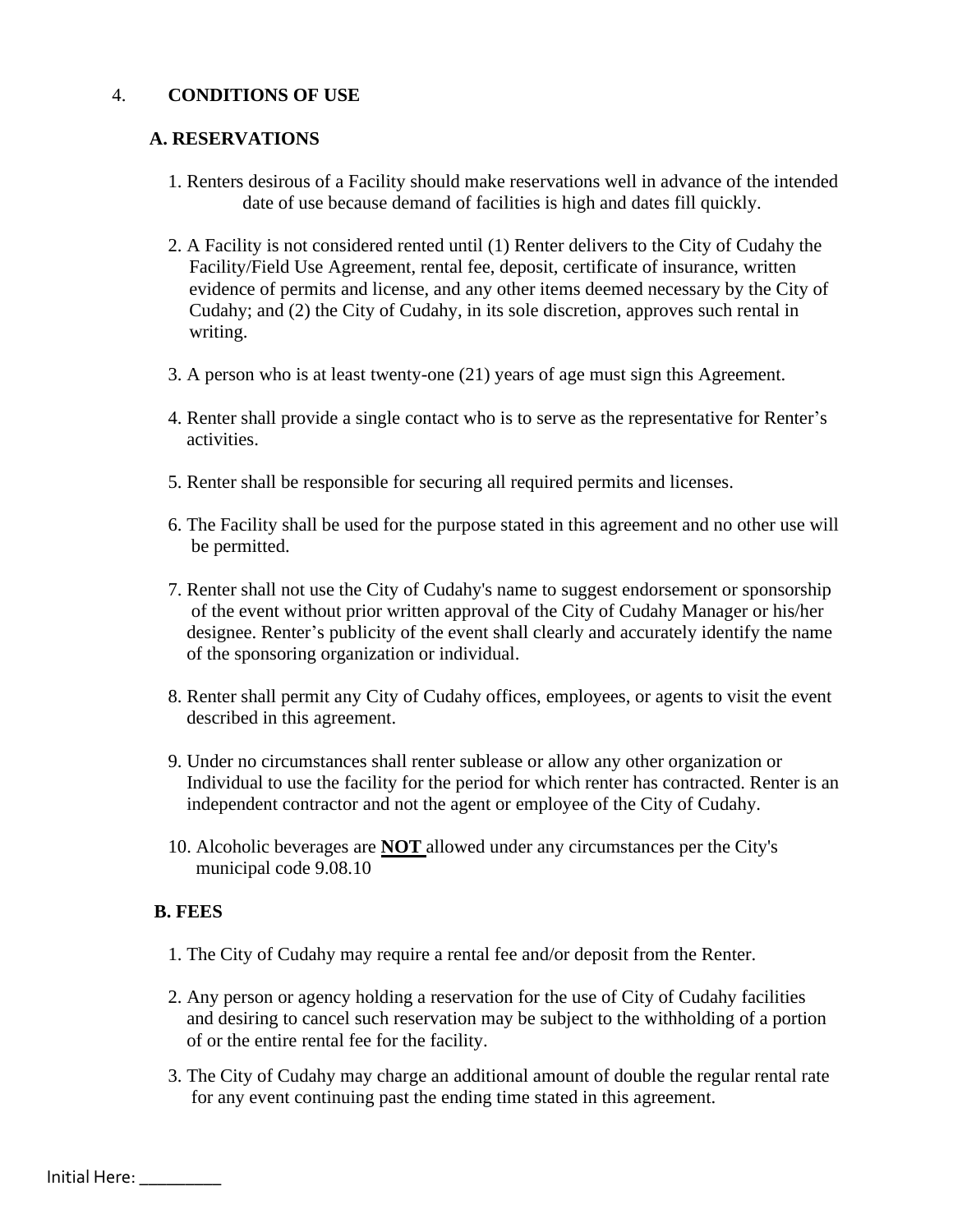## 4. CONDITIONS OF USE

### A. RESERVATIONS

1. Renters desirous of a Facility should make reservations well in advance of the intended date of use because demand of facilities is high and dates fill quickly.

2. A Facility is not considered rented until (1) Renter delivers to the City of Cudahy the Facility/Field Use Agreement, rental fee, deposit, certificate of insurance, written evidence of permits and license, and any other items deemed necessary by the City of Cudahy; and (2) the City of Cudahy, in its sole discretion, approves such rental in writing.

3. A person who is at least twenty-one (21) years of age must sign this Agreement.

4. Renter shall provide a single contact who is to serve as the representative for Renter's activities.

5. Renter shall be responsible for securing all required permits and licenses.

6. The Facility shall be used for the purpose stated in this agreement and no other use will be permitted.

7. Renter shall not use the City of Cudahy's name to suggest endorsement or sponsorship of the event without prior written approval of the City of Cudahy Manager or his/her designee. Renter's publicity of the event shall clearly and accurately identify the name of the sponsoring organization or individual.

8. Renter shall permit any City of Cudahy offices, employees, or agents to visit the event described in this agreement.

9. Under no circumstances shall renter sublease or allow any other organization or Individual to use the facility for the period for which renter has contracted. Renter is an independent contractor and not the agent or employee of the City of Cudahy.

10. Alcoholic beverages are **NOT** allowed under any circumstances per the City's municipal code 9.08.10

### B. FEES

1. The City of Cudahy may require a rental fee and/or deposit from the Renter.

2. Any person or agency holding a reservation for the use of City of Cudahy facilities and desiring to cancel such reservation may be subject to the withholding of a portion of or the entire rental fee for the facility.

3. The City of Cudahy may charge an additional amount of double the regular rental rate for any event continuing past the ending time stated in this agreement.

Initial Here: _________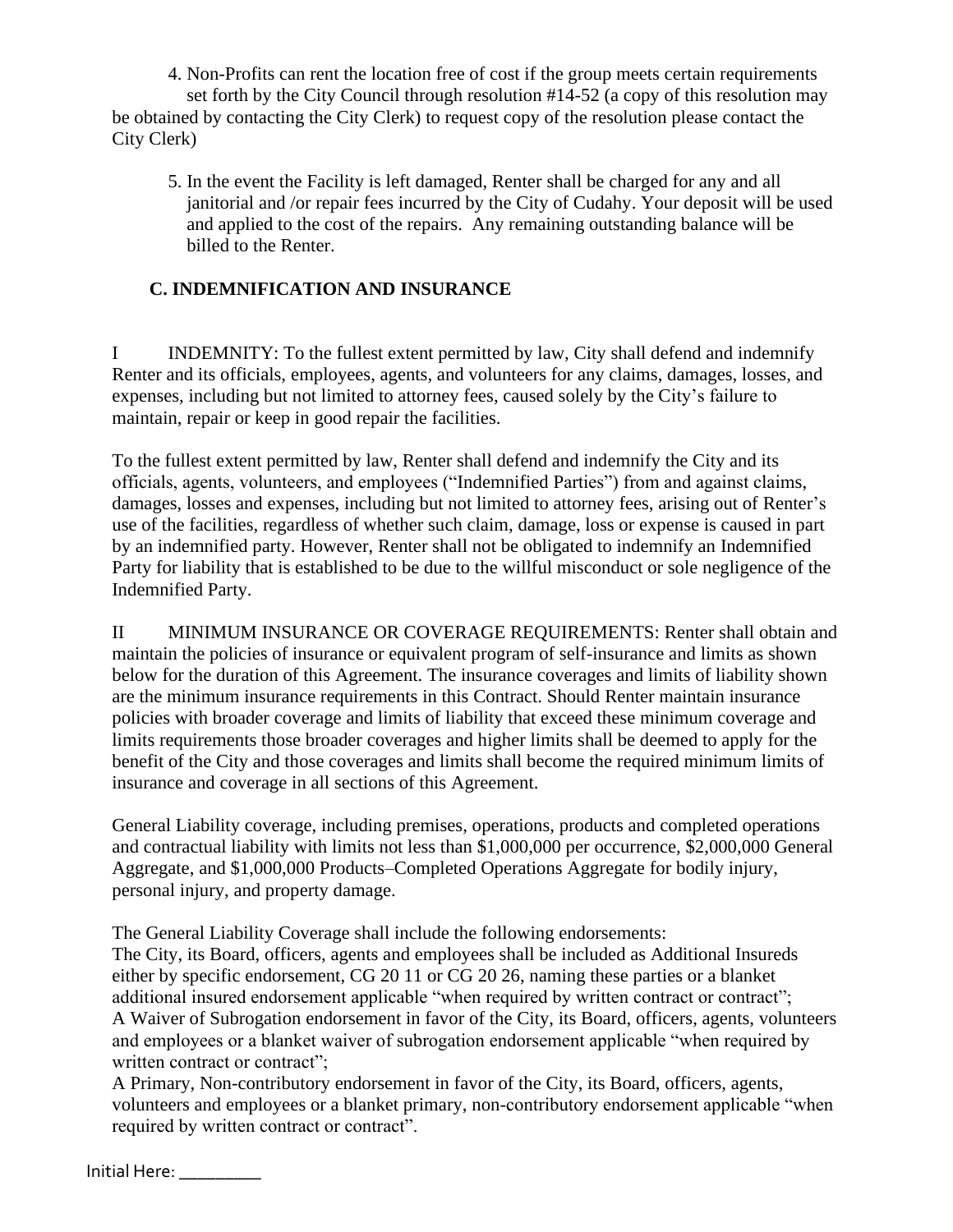4. Non-Profits can rent the location free of cost if the group meets certain requirements set forth by the City Council through resolution #14-52 (a copy of this resolution may be obtained by contacting the City Clerk) to request copy of the resolution please contact the City Clerk)

5. In the event the Facility is left damaged, Renter shall be charged for any and all janitorial and /or repair fees incurred by the City of Cudahy. Your deposit will be used and applied to the cost of the repairs. Any remaining outstanding balance will be billed to the Renter.

## C. INDEMNIFICATION AND INSURANCE

I INDEMNITY: To the fullest extent permitted by law, City shall defend and indemnify Renter and its officials, employees, agents, and volunteers for any claims, damages, losses, and expenses, including but not limited to attorney fees, caused solely by the City's failure to maintain, repair or keep in good repair the facilities.

To the fullest extent permitted by law, Renter shall defend and indemnify the City and its officials, agents, volunteers, and employees ("Indemnified Parties") from and against claims, damages, losses and expenses, including but not limited to attorney fees, arising out of Renter's use of the facilities, regardless of whether such claim, damage, loss or expense is caused in part by an indemnified party. However, Renter shall not be obligated to indemnify an Indemnified Party for liability that is established to be due to the willful misconduct or sole negligence of the Indemnified Party.

II MINIMUM INSURANCE OR COVERAGE REQUIREMENTS: Renter shall obtain and maintain the policies of insurance or equivalent program of self-insurance and limits as shown below for the duration of this Agreement. The insurance coverages and limits of liability shown are the minimum insurance requirements in this Contract. Should Renter maintain insurance policies with broader coverage and limits of liability that exceed these minimum coverage and limits requirements those broader coverages and higher limits shall be deemed to apply for the benefit of the City and those coverages and limits shall become the required minimum limits of insurance and coverage in all sections of this Agreement.

General Liability coverage, including premises, operations, products and completed operations and contractual liability with limits not less than $1,000,000 per occurrence, $2,000,000 General Aggregate, and $1,000,000 Products–Completed Operations Aggregate for bodily injury, personal injury, and property damage.

The General Liability Coverage shall include the following endorsements:
The City, its Board, officers, agents and employees shall be included as Additional Insureds either by specific endorsement, CG 20 11 or CG 20 26, naming these parties or a blanket additional insured endorsement applicable "when required by written contract or contract";
A Waiver of Subrogation endorsement in favor of the City, its Board, officers, agents, volunteers and employees or a blanket waiver of subrogation endorsement applicable "when required by written contract or contract";
A Primary, Non-contributory endorsement in favor of the City, its Board, officers, agents, volunteers and employees or a blanket primary, non-contributory endorsement applicable "when required by written contract or contract".

Initial Here: ________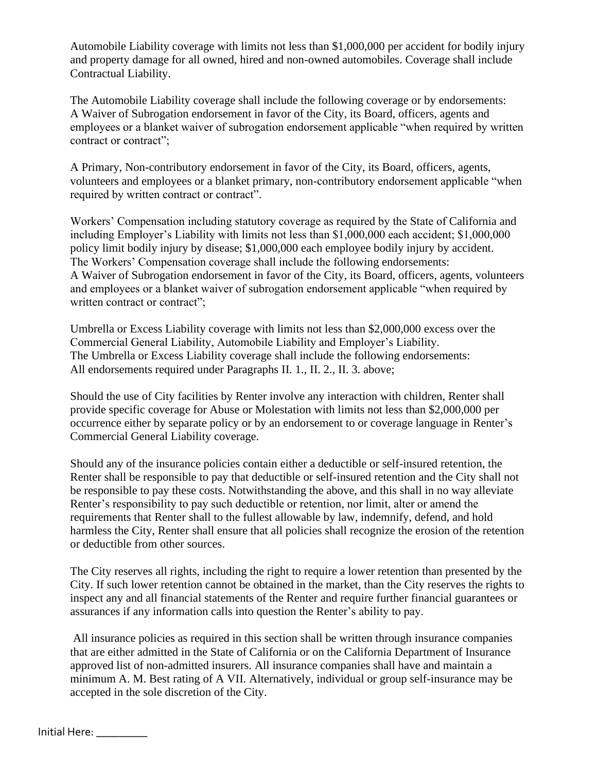Automobile Liability coverage with limits not less than $1,000,000 per accident for bodily injury and property damage for all owned, hired and non-owned automobiles. Coverage shall include Contractual Liability.

The Automobile Liability coverage shall include the following coverage or by endorsements:
A Waiver of Subrogation endorsement in favor of the City, its Board, officers, agents and employees or a blanket waiver of subrogation endorsement applicable "when required by written contract or contract";

A Primary, Non-contributory endorsement in favor of the City, its Board, officers, agents, volunteers and employees or a blanket primary, non-contributory endorsement applicable "when required by written contract or contract".

Workers' Compensation including statutory coverage as required by the State of California and including Employer's Liability with limits not less than $1,000,000 each accident; $1,000,000 policy limit bodily injury by disease; $1,000,000 each employee bodily injury by accident.
The Workers' Compensation coverage shall include the following endorsements:
A Waiver of Subrogation endorsement in favor of the City, its Board, officers, agents, volunteers and employees or a blanket waiver of subrogation endorsement applicable "when required by written contract or contract";

Umbrella or Excess Liability coverage with limits not less than $2,000,000 excess over the Commercial General Liability, Automobile Liability and Employer's Liability.
The Umbrella or Excess Liability coverage shall include the following endorsements:
All endorsements required under Paragraphs II. 1., II. 2., II. 3. above;

Should the use of City facilities by Renter involve any interaction with children, Renter shall provide specific coverage for Abuse or Molestation with limits not less than $2,000,000 per occurrence either by separate policy or by an endorsement to or coverage language in Renter's Commercial General Liability coverage.

Should any of the insurance policies contain either a deductible or self-insured retention, the Renter shall be responsible to pay that deductible or self-insured retention and the City shall not be responsible to pay these costs. Notwithstanding the above, and this shall in no way alleviate Renter's responsibility to pay such deductible or retention, nor limit, alter or amend the requirements that Renter shall to the fullest allowable by law, indemnify, defend, and hold harmless the City, Renter shall ensure that all policies shall recognize the erosion of the retention or deductible from other sources.

The City reserves all rights, including the right to require a lower retention than presented by the City. If such lower retention cannot be obtained in the market, than the City reserves the rights to inspect any and all financial statements of the Renter and require further financial guarantees or assurances if any information calls into question the Renter's ability to pay.

All insurance policies as required in this section shall be written through insurance companies that are either admitted in the State of California or on the California Department of Insurance approved list of non-admitted insurers. All insurance companies shall have and maintain a minimum A. M. Best rating of A VII. Alternatively, individual or group self-insurance may be accepted in the sole discretion of the City.

Initial Here: _________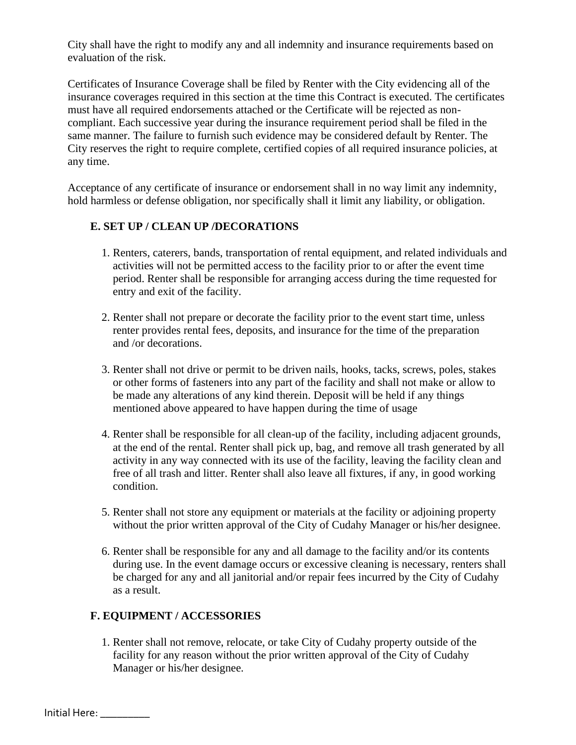City shall have the right to modify any and all indemnity and insurance requirements based on evaluation of the risk.

Certificates of Insurance Coverage shall be filed by Renter with the City evidencing all of the insurance coverages required in this section at the time this Contract is executed. The certificates must have all required endorsements attached or the Certificate will be rejected as non-compliant. Each successive year during the insurance requirement period shall be filed in the same manner. The failure to furnish such evidence may be considered default by Renter. The City reserves the right to require complete, certified copies of all required insurance policies, at any time.

Acceptance of any certificate of insurance or endorsement shall in no way limit any indemnity, hold harmless or defense obligation, nor specifically shall it limit any liability, or obligation.

### E. SET UP / CLEAN UP /DECORATIONS

1. Renters, caterers, bands, transportation of rental equipment, and related individuals and activities will not be permitted access to the facility prior to or after the event time period. Renter shall be responsible for arranging access during the time requested for entry and exit of the facility.

2. Renter shall not prepare or decorate the facility prior to the event start time, unless renter provides rental fees, deposits, and insurance for the time of the preparation and /or decorations.

3. Renter shall not drive or permit to be driven nails, hooks, tacks, screws, poles, stakes or other forms of fasteners into any part of the facility and shall not make or allow to be made any alterations of any kind therein. Deposit will be held if any things mentioned above appeared to have happen during the time of usage

4. Renter shall be responsible for all clean-up of the facility, including adjacent grounds, at the end of the rental. Renter shall pick up, bag, and remove all trash generated by all activity in any way connected with its use of the facility, leaving the facility clean and free of all trash and litter. Renter shall also leave all fixtures, if any, in good working condition.

5. Renter shall not store any equipment or materials at the facility or adjoining property without the prior written approval of the City of Cudahy Manager or his/her designee.

6. Renter shall be responsible for any and all damage to the facility and/or its contents during use. In the event damage occurs or excessive cleaning is necessary, renters shall be charged for any and all janitorial and/or repair fees incurred by the City of Cudahy as a result.

### F. EQUIPMENT / ACCESSORIES

1. Renter shall not remove, relocate, or take City of Cudahy property outside of the facility for any reason without the prior written approval of the City of Cudahy Manager or his/her designee.

Initial Here: _________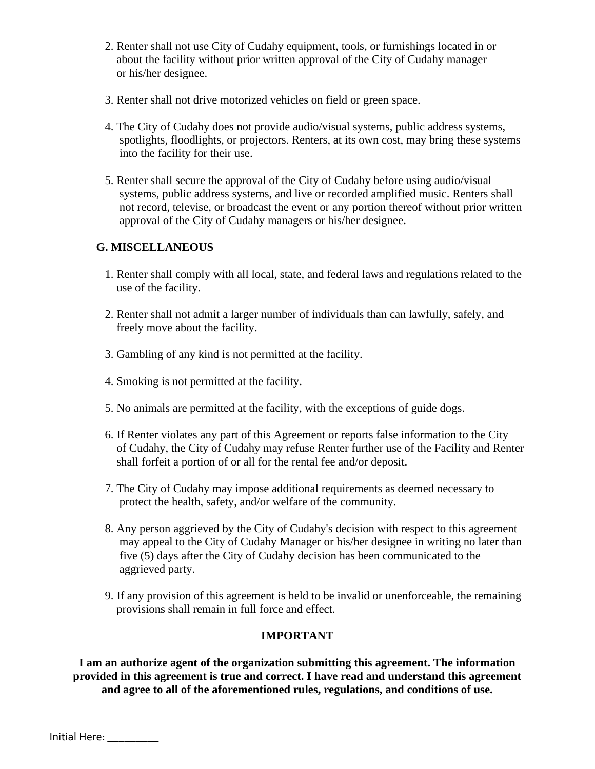2. Renter shall not use City of Cudahy equipment, tools, or furnishings located in or about the facility without prior written approval of the City of Cudahy manager or his/her designee.

3. Renter shall not drive motorized vehicles on field or green space.

4. The City of Cudahy does not provide audio/visual systems, public address systems, spotlights, floodlights, or projectors. Renters, at its own cost, may bring these systems into the facility for their use.

5. Renter shall secure the approval of the City of Cudahy before using audio/visual systems, public address systems, and live or recorded amplified music. Renters shall not record, televise, or broadcast the event or any portion thereof without prior written approval of the City of Cudahy managers or his/her designee.

**G. MISCELLANEOUS**

1. Renter shall comply with all local, state, and federal laws and regulations related to the use of the facility.

2. Renter shall not admit a larger number of individuals than can lawfully, safely, and freely move about the facility.

3. Gambling of any kind is not permitted at the facility.

4. Smoking is not permitted at the facility.

5. No animals are permitted at the facility, with the exceptions of guide dogs.

6. If Renter violates any part of this Agreement or reports false information to the City of Cudahy, the City of Cudahy may refuse Renter further use of the Facility and Renter shall forfeit a portion of or all for the rental fee and/or deposit.

7. The City of Cudahy may impose additional requirements as deemed necessary to protect the health, safety, and/or welfare of the community.

8. Any person aggrieved by the City of Cudahy's decision with respect to this agreement may appeal to the City of Cudahy Manager or his/her designee in writing no later than five (5) days after the City of Cudahy decision has been communicated to the aggrieved party.

9. If any provision of this agreement is held to be invalid or unenforceable, the remaining provisions shall remain in full force and effect.

**IMPORTANT**

**I am an authorize agent of the organization submitting this agreement. The information provided in this agreement is true and correct. I have read and understand this agreement and agree to all of the aforementioned rules, regulations, and conditions of use.**

Initial Here: _________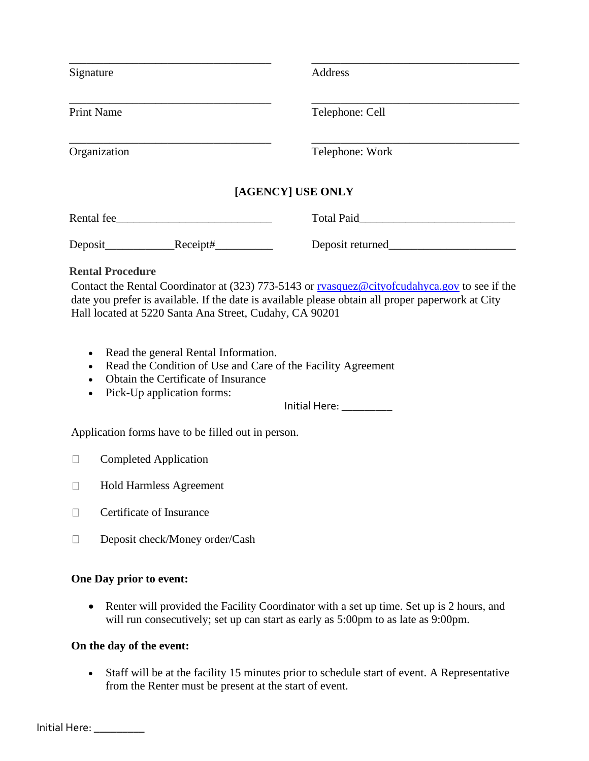| | |
|---|---|
| ___________________________________ | ___________________________________ |
| Signature | Address |
| ___________________________________ | ___________________________________ |
| Print Name | Telephone: Cell |
| ___________________________________ | ___________________________________ |
| Organization | Telephone: Work |

**[AGENCY] USE ONLY**

Rental fee___________________________ Total Paid___________________________

Deposit____________Receipt#__________ Deposit returned______________________

**Rental Procedure**

Contact the Rental Coordinator at (323) 773-5143 or rvasquez@cityofcudahyca.gov to see if the date you prefer is available. If the date is available please obtain all proper paperwork at City Hall located at 5220 Santa Ana Street, Cudahy, CA 90201

- Read the general Rental Information.
- Read the Condition of Use and Care of the Facility Agreement
- Obtain the Certificate of Insurance
- Pick-Up application forms:

Initial Here: _________

Application forms have to be filled out in person.

- ☐ Completed Application
- ☐ Hold Harmless Agreement
- ☐ Certificate of Insurance
- ☐ Deposit check/Money order/Cash

**One Day prior to event:**

- Renter will provided the Facility Coordinator with a set up time. Set up is 2 hours, and will run consecutively; set up can start as early as 5:00pm to as late as 9:00pm.

**On the day of the event:**

- Staff will be at the facility 15 minutes prior to schedule start of event. A Representative from the Renter must be present at the start of event.

Initial Here: _________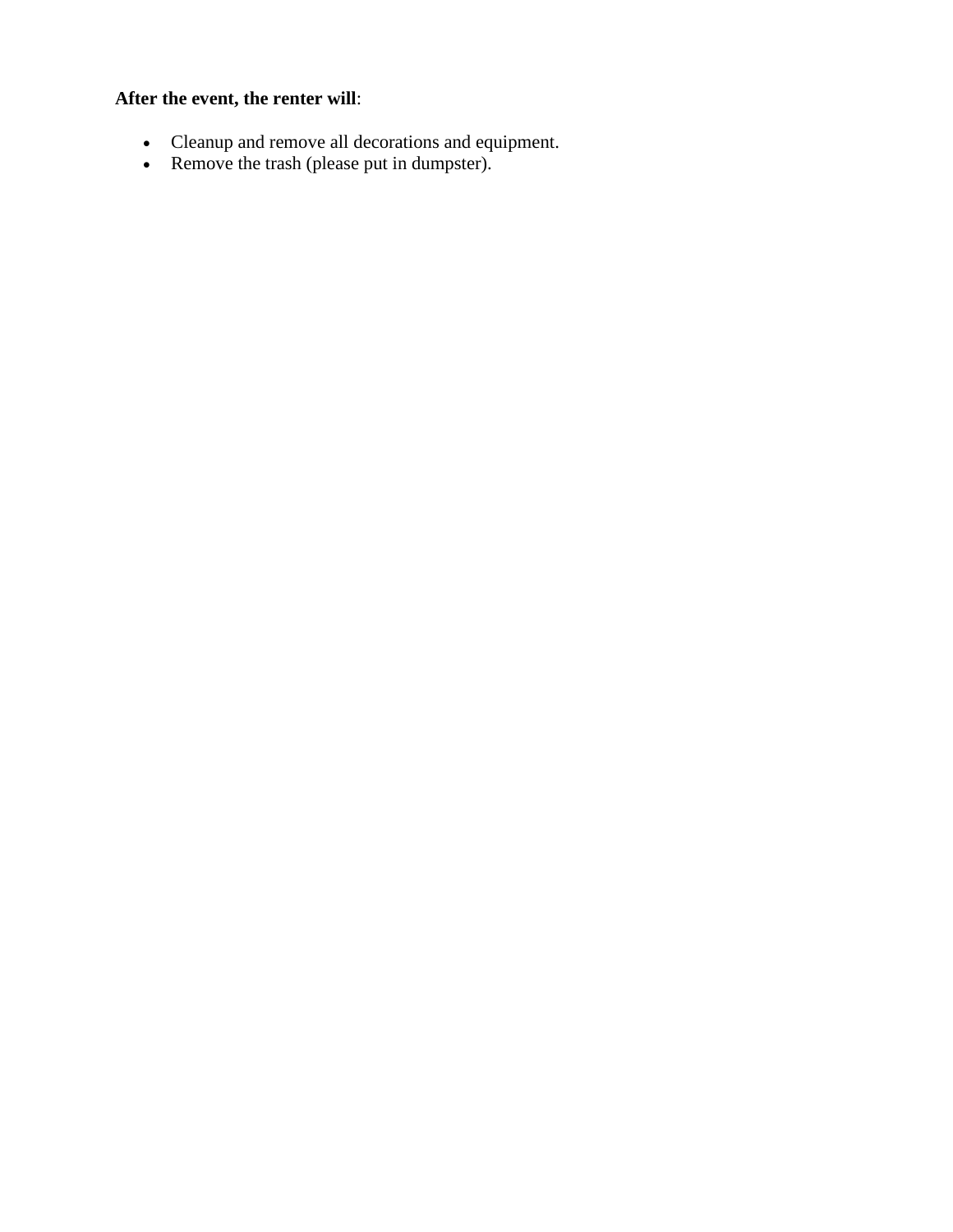**After the event, the renter will**:

- Cleanup and remove all decorations and equipment.
- Remove the trash (please put in dumpster).